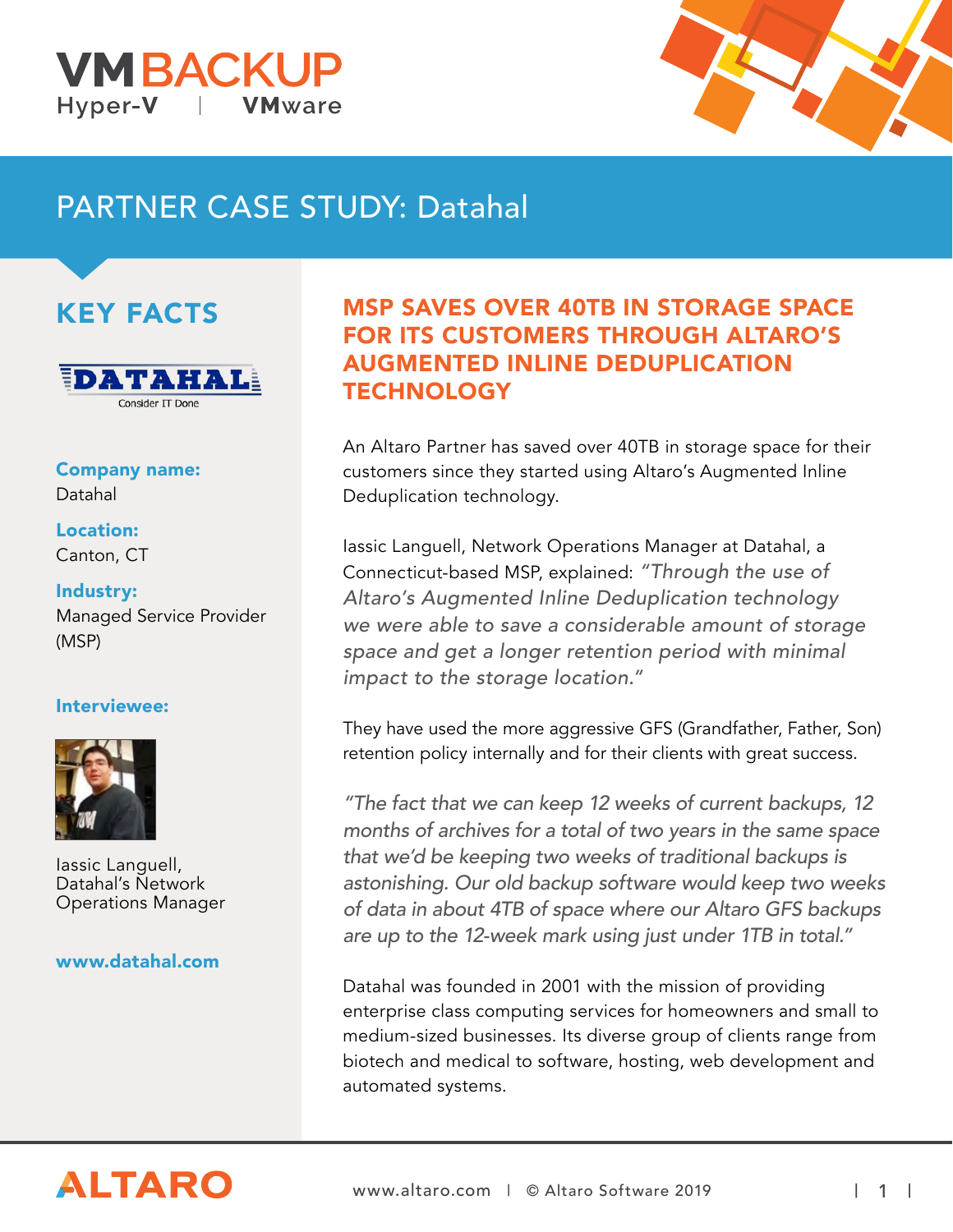# PARTNER CASE STUDY: Datahal

## KEY FACTS

DATAHAL
Consider IT Done

**Company name:**
Datahal

**Location:**
Canton, CT

**Industry:**
Managed Service Provider (MSP)

**Interviewee:**

Iassic Languell, Datahal's Network Operations Manager

**www.datahal.com**

## MSP SAVES OVER 40TB IN STORAGE SPACE FOR ITS CUSTOMERS THROUGH ALTARO'S AUGMENTED INLINE DEDUPLICATION TECHNOLOGY

An Altaro Partner has saved over 40TB in storage space for their customers since they started using Altaro's Augmented Inline Deduplication technology.

Iassic Languell, Network Operations Manager at Datahal, a Connecticut-based MSP, explained: *"Through the use of Altaro's Augmented Inline Deduplication technology we were able to save a considerable amount of storage space and get a longer retention period with minimal impact to the storage location."*

They have used the more aggressive GFS (Grandfather, Father, Son) retention policy internally and for their clients with great success.

*"The fact that we can keep 12 weeks of current backups, 12 months of archives for a total of two years in the same space that we'd be keeping two weeks of traditional backups is astonishing. Our old backup software would keep two weeks of data in about 4TB of space where our Altaro GFS backups are up to the 12-week mark using just under 1TB in total."*

Datahal was founded in 2001 with the mission of providing enterprise class computing services for homeowners and small to medium-sized businesses. Its diverse group of clients range from biotech and medical to software, hosting, web development and automated systems.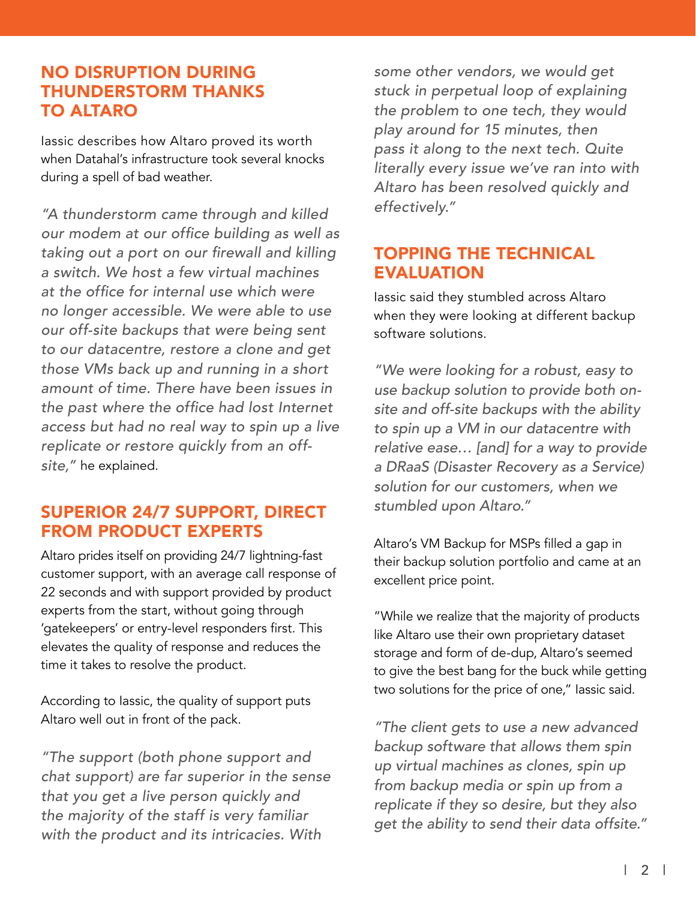## NO DISRUPTION DURING THUNDERSTORM THANKS TO ALTARO

Iassic describes how Altaro proved its worth when Datahal's infrastructure took several knocks during a spell of bad weather.

*"A thunderstorm came through and killed our modem at our office building as well as taking out a port on our firewall and killing a switch. We host a few virtual machines at the office for internal use which were no longer accessible. We were able to use our off-site backups that were being sent to our datacentre, restore a clone and get those VMs back up and running in a short amount of time. There have been issues in the past where the office had lost Internet access but had no real way to spin up a live replicate or restore quickly from an off-site,"* he explained.

## SUPERIOR 24/7 SUPPORT, DIRECT FROM PRODUCT EXPERTS

Altaro prides itself on providing 24/7 lightning-fast customer support, with an average call response of 22 seconds and with support provided by product experts from the start, without going through 'gatekeepers' or entry-level responders first. This elevates the quality of response and reduces the time it takes to resolve the product.

According to Iassic, the quality of support puts Altaro well out in front of the pack.

*"The support (both phone support and chat support) are far superior in the sense that you get a live person quickly and the majority of the staff is very familiar with the product and its intricacies. With some other vendors, we would get stuck in perpetual loop of explaining the problem to one tech, they would play around for 15 minutes, then pass it along to the next tech. Quite literally every issue we've ran into with Altaro has been resolved quickly and effectively."*

## TOPPING THE TECHNICAL EVALUATION

Iassic said they stumbled across Altaro when they were looking at different backup software solutions.

*"We were looking for a robust, easy to use backup solution to provide both on-site and off-site backups with the ability to spin up a VM in our datacentre with relative ease… [and] for a way to provide a DRaaS (Disaster Recovery as a Service) solution for our customers, when we stumbled upon Altaro."*

Altaro's VM Backup for MSPs filled a gap in their backup solution portfolio and came at an excellent price point.

"While we realize that the majority of products like Altaro use their own proprietary dataset storage and form of de-dup, Altaro's seemed to give the best bang for the buck while getting two solutions for the price of one," Iassic said.

*"The client gets to use a new advanced backup software that allows them spin up virtual machines as clones, spin up from backup media or spin up from a replicate if they so desire, but they also get the ability to send their data offsite."*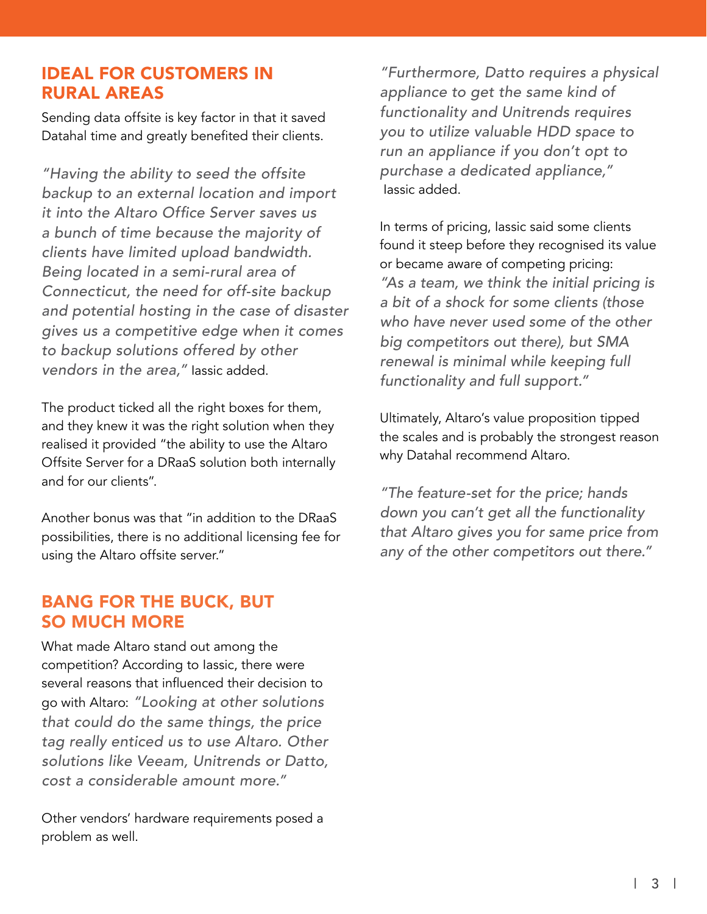## IDEAL FOR CUSTOMERS IN RURAL AREAS

Sending data offsite is key factor in that it saved Datahal time and greatly benefited their clients.

*"Having the ability to seed the offsite backup to an external location and import it into the Altaro Office Server saves us a bunch of time because the majority of clients have limited upload bandwidth. Being located in a semi-rural area of Connecticut, the need for off-site backup and potential hosting in the case of disaster gives us a competitive edge when it comes to backup solutions offered by other vendors in the area,"* Iassic added.

The product ticked all the right boxes for them, and they knew it was the right solution when they realised it provided "the ability to use the Altaro Offsite Server for a DRaaS solution both internally and for our clients".

Another bonus was that "in addition to the DRaaS possibilities, there is no additional licensing fee for using the Altaro offsite server."

## BANG FOR THE BUCK, BUT SO MUCH MORE

What made Altaro stand out among the competition? According to Iassic, there were several reasons that influenced their decision to go with Altaro: *"Looking at other solutions that could do the same things, the price tag really enticed us to use Altaro. Other solutions like Veeam, Unitrends or Datto, cost a considerable amount more."*

Other vendors' hardware requirements posed a problem as well.

*"Furthermore, Datto requires a physical appliance to get the same kind of functionality and Unitrends requires you to utilize valuable HDD space to run an appliance if you don't opt to purchase a dedicated appliance,"* Iassic added.

In terms of pricing, Iassic said some clients found it steep before they recognised its value or became aware of competing pricing: *"As a team, we think the initial pricing is a bit of a shock for some clients (those who have never used some of the other big competitors out there), but SMA renewal is minimal while keeping full functionality and full support."*

Ultimately, Altaro's value proposition tipped the scales and is probably the strongest reason why Datahal recommend Altaro.

*"The feature-set for the price; hands down you can't get all the functionality that Altaro gives you for same price from any of the other competitors out there."*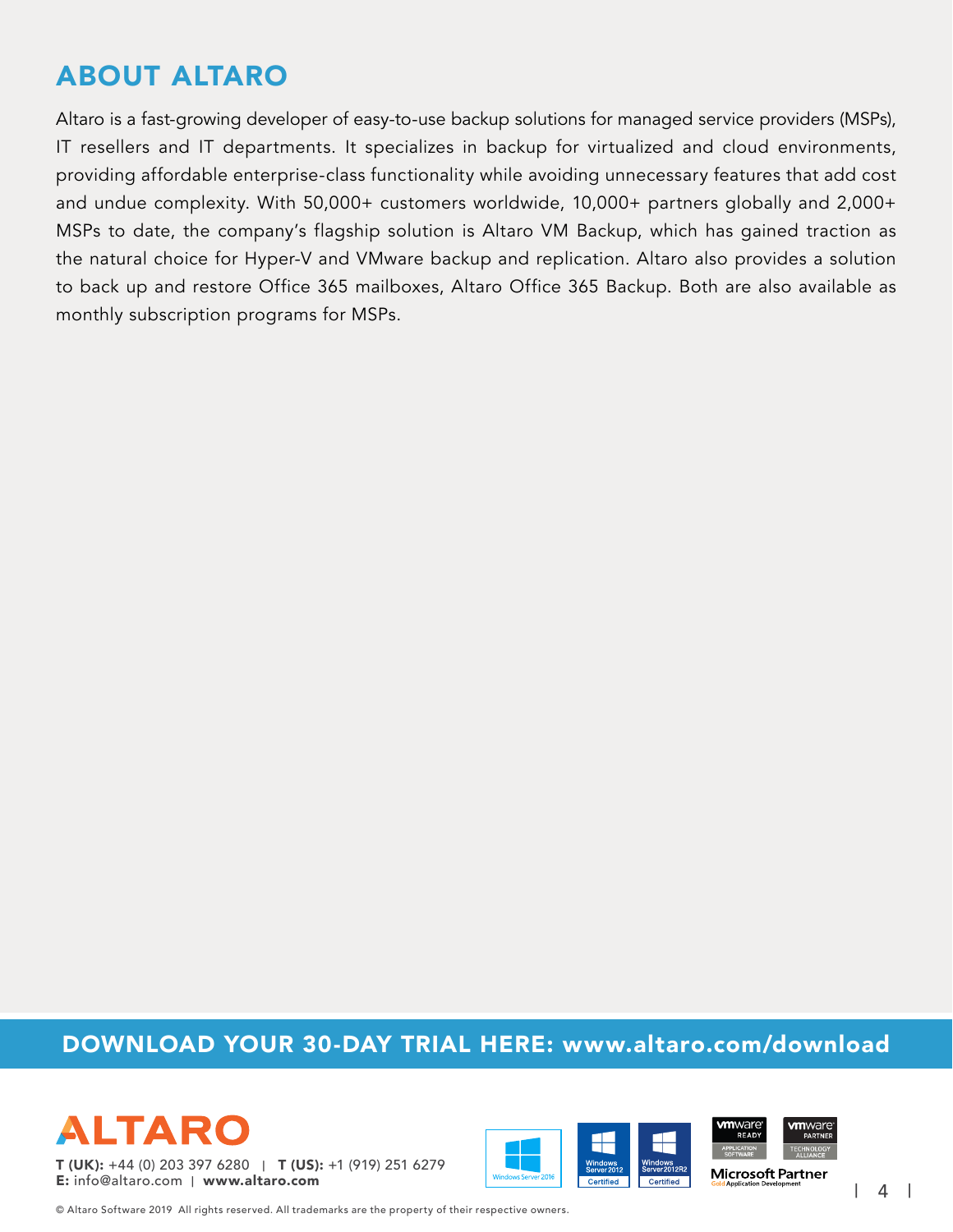## ABOUT ALTARO

Altaro is a fast-growing developer of easy-to-use backup solutions for managed service providers (MSPs), IT resellers and IT departments. It specializes in backup for virtualized and cloud environments, providing affordable enterprise-class functionality while avoiding unnecessary features that add cost and undue complexity. With 50,000+ customers worldwide, 10,000+ partners globally and 2,000+ MSPs to date, the company's flagship solution is Altaro VM Backup, which has gained traction as the natural choice for Hyper-V and VMware backup and replication. Altaro also provides a solution to back up and restore Office 365 mailboxes, Altaro Office 365 Backup. Both are also available as monthly subscription programs for MSPs.

**DOWNLOAD YOUR 30-DAY TRIAL HERE: www.altaro.com/download**

ALTARO

**T (UK):** +44 (0) 203 397 6280 | **T (US):** +1 (919) 251 6279
**E:** info@altaro.com | **www.altaro.com**

Windows Server 2016 | Windows Server 2012 Certified | Windows Server 2012R2 Certified | vmware READY APPLICATION SOFTWARE | vmware PARTNER TECHNOLOGY ALLIANCE | Microsoft Partner Gold Application Development

© Altaro Software 2019 All rights reserved. All trademarks are the property of their respective owners.